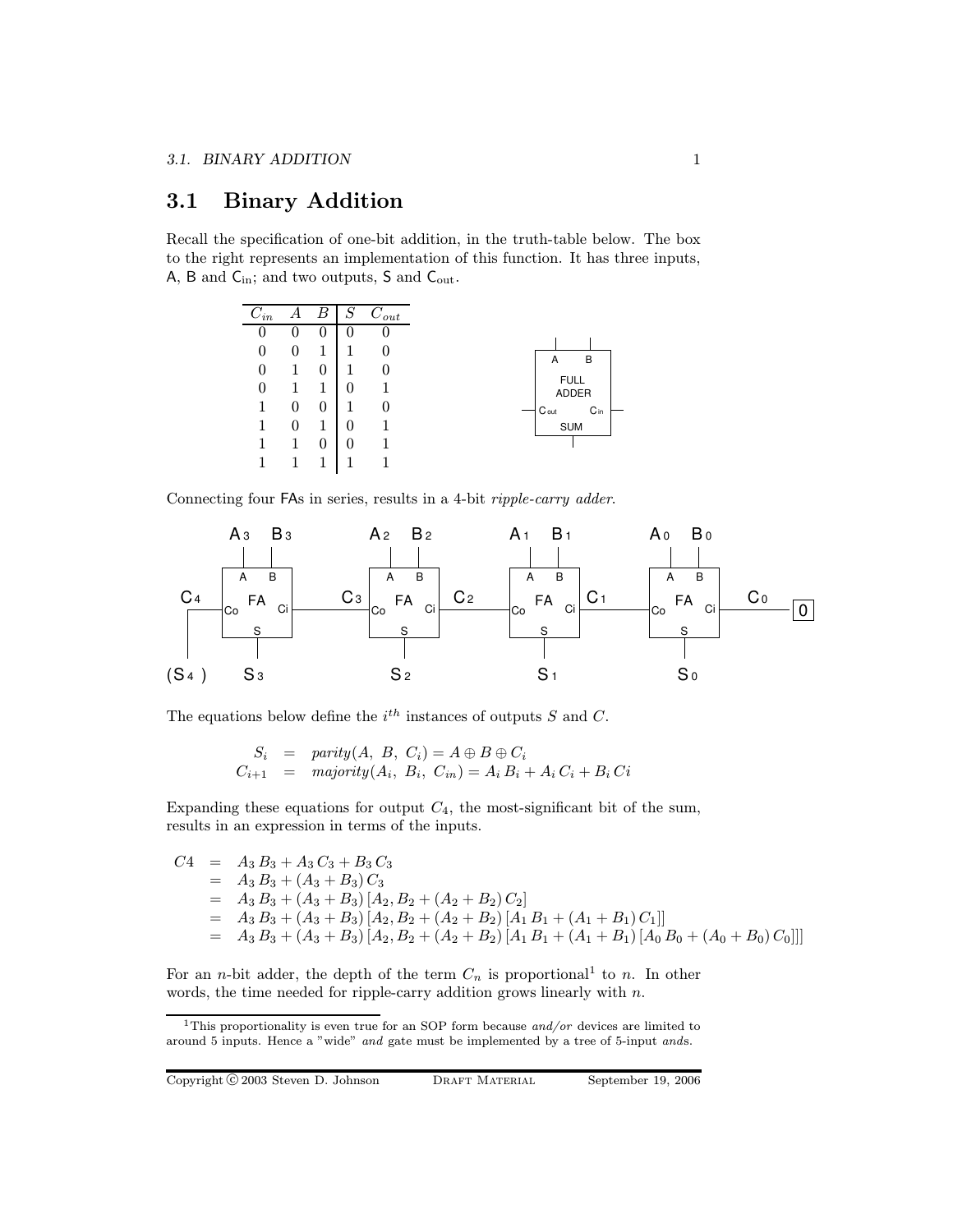## 3.1 Binary Addition

Recall the specification of one-bit addition, in the truth-table below. The box to the right represents an implementation of this function. It has three inputs, A, B and $C_{in}$; and two outputs, S and $C_{out}$.

| $C_{in}$ | $A$ | $B$ | $S$ | $C_{out}$ |
|---|---|---|---|---|
| 0 | 0 | 0 | 0 | 0 |
| 0 | 0 | 1 | 1 | 0 |
| 0 | 1 | 0 | 1 | 0 |
| 0 | 1 | 1 | 0 | 1 |
| 1 | 0 | 0 | 1 | 0 |
| 1 | 0 | 1 | 0 | 1 |
| 1 | 1 | 0 | 0 | 1 |
| 1 | 1 | 1 | 1 | 1 |

Connecting four FAs in series, results in a 4-bit *ripple-carry adder*.

The equations below define the $i^{th}$ instances of outputs $S$ and $C$.

$$
\begin{aligned}
S_i &= parity(A,\ B,\ C_i) = A \oplus B \oplus C_i \\
C_{i+1} &= majority(A_i,\ B_i,\ C_{in}) = A_i\, B_i + A_i\, C_i + B_i\, Ci
\end{aligned}
$$

Expanding these equations for output $C_4$, the most-significant bit of the sum, results in an expression in terms of the inputs.

$$
\begin{aligned}
C4 &= A_3\, B_3 + A_3\, C_3 + B_3\, C_3 \\
&= A_3\, B_3 + (A_3 + B_3)\, C_3 \\
&= A_3\, B_3 + (A_3 + B_3)\, [A_2, B_2 + (A_2 + B_2)\, C_2] \\
&= A_3\, B_3 + (A_3 + B_3)\, [A_2, B_2 + (A_2 + B_2)\, [A_1\, B_1 + (A_1 + B_1)\, C_1]] \\
&= A_3\, B_3 + (A_3 + B_3)\, [A_2, B_2 + (A_2 + B_2)\, [A_1\, B_1 + (A_1 + B_1)\, [A_0\, B_0 + (A_0 + B_0)\, C_0]]]
\end{aligned}
$$

For an $n$-bit adder, the depth of the term $C_n$ is proportional[1] to $n$. In other words, the time needed for ripple-carry addition grows linearly with $n$.

[1] This proportionality is even true for an SOP form because *and/or* devices are limited to around 5 inputs. Hence a "wide" *and* gate must be implemented by a tree of 5-input *and*s.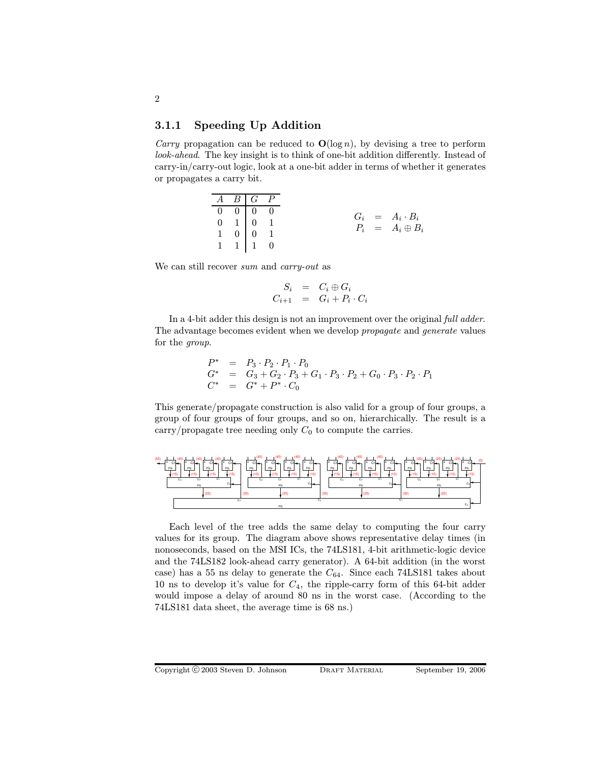### 3.1.1 Speeding Up Addition

*Carry* propagation can be reduced to $\mathbf{O}(\log n)$, by devising a tree to perform *look-ahead*. The key insight is to think of one-bit addition differently. Instead of carry-in/carry-out logic, look at a one-bit adder in terms of whether it generates or propagates a carry bit.

| $A$ | $B$ | $G$ | $P$ |
|---|---|---|---|
| 0 | 0 | 0 | 0 |
| 0 | 1 | 0 | 1 |
| 1 | 0 | 0 | 1 |
| 1 | 1 | 1 | 0 |

$$
\begin{aligned}
G_i &= A_i \cdot B_i \\
P_i &= A_i \oplus B_i
\end{aligned}
$$

We can still recover *sum* and *carry-out* as

$$
\begin{aligned}
S_i &= C_i \oplus G_i \\
C_{i+1} &= G_i + P_i \cdot C_i
\end{aligned}
$$

In a 4-bit adder this design is not an improvement over the original *full adder*. The advantage becomes evident when we develop *propagate* and *generate* values for the *group*.

$$
\begin{aligned}
P^* &= P_3 \cdot P_2 \cdot P_1 \cdot P_0 \\
G^* &= G_3 + G_2 \cdot P_3 + G_1 \cdot P_3 \cdot P_2 + G_0 \cdot P_3 \cdot P_2 \cdot P_1 \\
C^* &= G^* + P^* \cdot C_0
\end{aligned}
$$

This generate/propagate construction is also valid for a group of four groups, a group of four groups of four groups, and so on, hierarchically. The result is a carry/propagate tree needing only $C_0$ to compute the carries.

Each level of the tree adds the same delay to computing the four carry values for its group. The diagram above shows representative delay times (in nonoseconds, based on the MSI ICs, the 74LS181, 4-bit arithmetic-logic device and the 74LS182 look-ahead carry generator). A 64-bit addition (in the worst case) has a 55 ns delay to generate the $C_{64}$. Since each 74LS181 takes about 10 ns to develop it's value for $C_4$, the ripple-carry form of this 64-bit adder would impose a delay of around 80 ns in the worst case. (According to the 74LS181 data sheet, the average time is 68 ns.)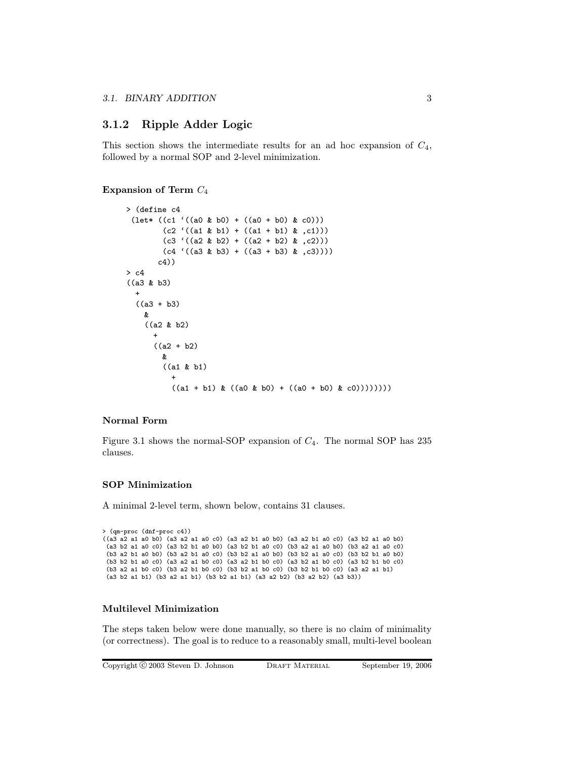### 3.1.2 Ripple Adder Logic

This section shows the intermediate results for an ad hoc expansion of $C_4$, followed by a normal SOP and 2-level minimization.

#### Expansion of Term $C_4$

```
> (define c4
   (let* ((c1 `((a0 & b0) + ((a0 + b0) & c0)))
          (c2 `((a1 & b1) + ((a1 + b1) & ,c1)))
          (c3 `((a2 & b2) + ((a2 + b2) & ,c2)))
          (c4 `((a3 & b3) + ((a3 + b3) & ,c3))))
     c4))
> c4
((a3 & b3)
  +
  ((a3 + b3)
    &
    ((a2 & b2)
      +
      ((a2 + b2)
        &
        ((a1 & b1)
          +
          ((a1 + b1) & ((a0 & b0) + ((a0 + b0) & c0))))))))
```

#### Normal Form

Figure 3.1 shows the normal-SOP expansion of $C_4$. The normal SOP has 235 clauses.

#### SOP Minimization

A minimal 2-level term, shown below, contains 31 clauses.

```
> (qm-proc (dnf-proc c4))
((a3 a2 a1 a0 b0) (a3 a2 a1 a0 c0) (a3 a2 b1 a0 b0) (a3 a2 b1 a0 c0) (a3 b2 a1 a0 b0)
 (a3 b2 a1 a0 c0) (a3 b2 b1 a0 b0) (a3 b2 b1 a0 c0) (b3 a2 a1 a0 b0) (b3 a2 a1 a0 c0)
 (b3 a2 b1 a0 b0) (b3 a2 b1 a0 c0) (b3 b2 a1 a0 b0) (b3 b2 a1 a0 c0) (b3 b2 b1 a0 b0)
 (b3 b2 b1 a0 c0) (a3 a2 a1 b0 c0) (a3 a2 b1 b0 c0) (a3 b2 a1 b0 c0) (a3 b2 b1 b0 c0)
 (b3 a2 a1 b0 c0) (b3 a2 b1 b0 c0) (b3 b2 a1 b0 c0) (b3 b2 b1 b0 c0) (a3 a2 a1 b1)
 (a3 b2 a1 b1) (b3 a2 a1 b1) (b3 b2 a1 b1) (a3 a2 b2) (b3 a2 b2) (a3 b3))
```

#### Multilevel Minimization

The steps taken below were done manually, so there is no claim of minimality (or correctness). The goal is to reduce to a reasonably small, multi-level boolean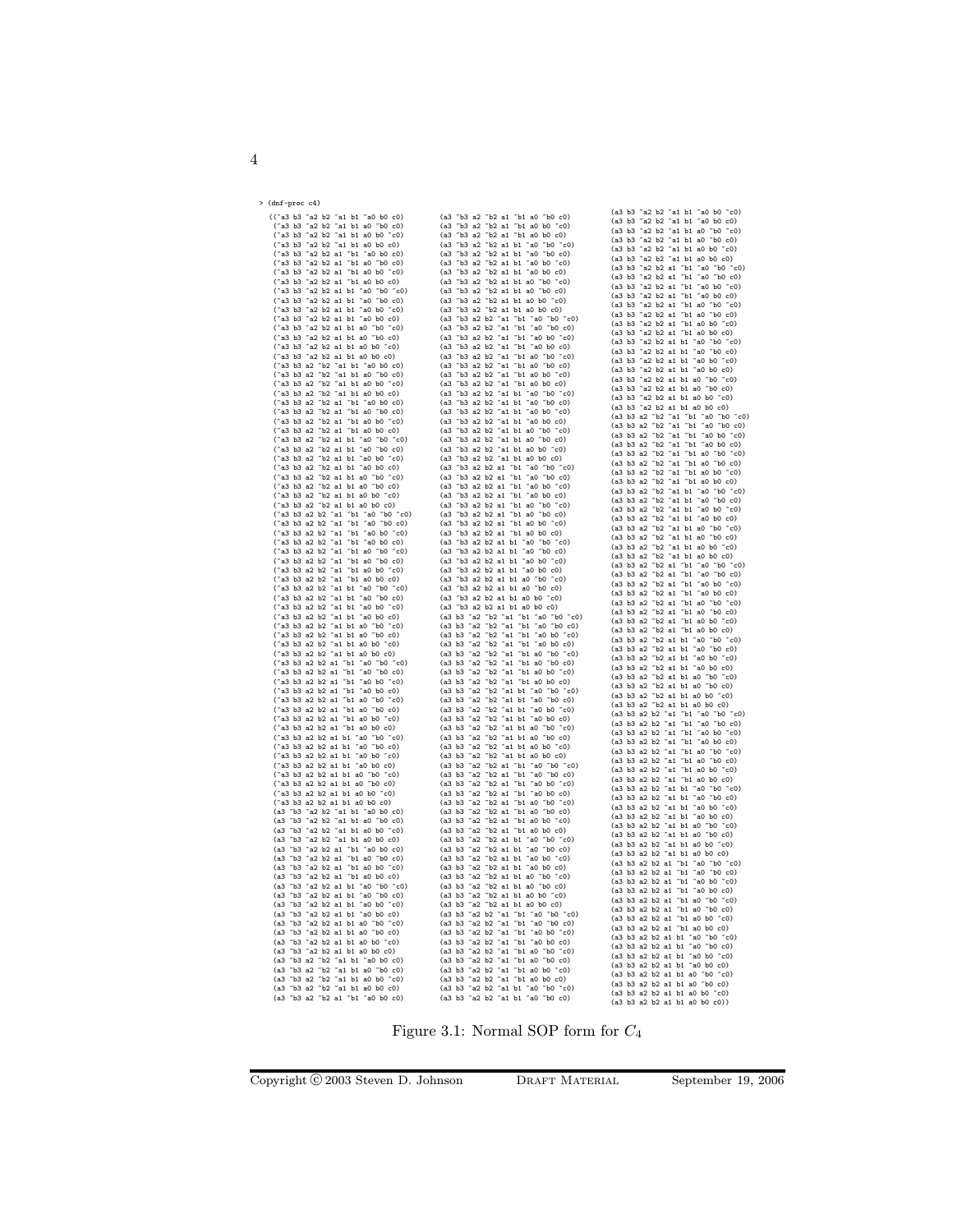```
> (dnf-proc c4)
((~a3 b3 ~a2 b2 ~a1 b1 ~a0 b0 c0)
 (~a3 b3 ~a2 b2 ~a1 b1 a0 ~b0 c0)
 (~a3 b3 ~a2 b2 ~a1 b1 a0 b0 ~c0)
 (~a3 b3 ~a2 b2 ~a1 b1 a0 b0 c0)
 (~a3 b3 ~a2 b2 a1 ~b1 ~a0 b0 c0)
 (~a3 b3 ~a2 b2 a1 ~b1 a0 ~b0 c0)
 (~a3 b3 ~a2 b2 a1 ~b1 a0 b0 ~c0)
 (~a3 b3 ~a2 b2 a1 ~b1 a0 b0 c0)
 (~a3 b3 ~a2 b2 a1 b1 ~a0 ~b0 ~c0)
 (~a3 b3 ~a2 b2 a1 b1 ~a0 ~b0 c0)
 (~a3 b3 ~a2 b2 a1 b1 ~a0 b0 ~c0)
 (~a3 b3 ~a2 b2 a1 b1 ~a0 b0 c0)
 (~a3 b3 ~a2 b2 a1 b1 a0 ~b0 ~c0)
 (~a3 b3 ~a2 b2 a1 b1 a0 ~b0 c0)
 (~a3 b3 ~a2 b2 a1 b1 a0 b0 ~c0)
 (~a3 b3 ~a2 b2 a1 b1 a0 b0 c0)
 (~a3 b3 a2 ~b2 ~a1 b1 ~a0 b0 c0)
 (~a3 b3 a2 ~b2 ~a1 b1 a0 ~b0 c0)
 (~a3 b3 a2 ~b2 ~a1 b1 a0 b0 ~c0)
 (~a3 b3 a2 ~b2 ~a1 b1 a0 b0 c0)
 (~a3 b3 a2 ~b2 a1 ~b1 ~a0 b0 c0)
 (~a3 b3 a2 ~b2 a1 ~b1 a0 ~b0 c0)
 (~a3 b3 a2 ~b2 a1 ~b1 a0 b0 ~c0)
 (~a3 b3 a2 ~b2 a1 ~b1 a0 b0 c0)
 (~a3 b3 a2 ~b2 a1 b1 ~a0 ~b0 ~c0)
 (~a3 b3 a2 ~b2 a1 b1 ~a0 ~b0 c0)
 (~a3 b3 a2 ~b2 a1 b1 ~a0 b0 ~c0)
 (~a3 b3 a2 ~b2 a1 b1 ~a0 b0 c0)
 (~a3 b3 a2 ~b2 a1 b1 a0 ~b0 ~c0)
 (~a3 b3 a2 ~b2 a1 b1 a0 ~b0 c0)
 (~a3 b3 a2 ~b2 a1 b1 a0 b0 ~c0)
 (~a3 b3 a2 ~b2 a1 b1 a0 b0 c0)
 (~a3 b3 a2 b2 ~a1 ~b1 ~a0 ~b0 ~c0)
 (~a3 b3 a2 b2 ~a1 ~b1 ~a0 ~b0 c0)
 (~a3 b3 a2 b2 ~a1 ~b1 ~a0 b0 ~c0)
 (~a3 b3 a2 b2 ~a1 ~b1 ~a0 b0 c0)
 (~a3 b3 a2 b2 ~a1 ~b1 a0 ~b0 ~c0)
 (~a3 b3 a2 b2 ~a1 ~b1 a0 ~b0 c0)
 (~a3 b3 a2 b2 ~a1 ~b1 a0 b0 ~c0)
 (~a3 b3 a2 b2 ~a1 ~b1 a0 b0 c0)
 (~a3 b3 a2 b2 ~a1 b1 ~a0 ~b0 ~c0)
 (~a3 b3 a2 b2 ~a1 b1 ~a0 ~b0 c0)
 (~a3 b3 a2 b2 ~a1 b1 ~a0 b0 ~c0)
 (~a3 b3 a2 b2 ~a1 b1 ~a0 b0 c0)
 (~a3 b3 a2 b2 ~a1 b1 a0 ~b0 ~c0)
 (~a3 b3 a2 b2 ~a1 b1 a0 ~b0 c0)
 (~a3 b3 a2 b2 ~a1 b1 a0 b0 ~c0)
 (~a3 b3 a2 b2 ~a1 b1 a0 b0 c0)
 (~a3 b3 a2 b2 a1 ~b1 ~a0 ~b0 ~c0)
 (~a3 b3 a2 b2 a1 ~b1 ~a0 ~b0 c0)
 (~a3 b3 a2 b2 a1 ~b1 ~a0 b0 ~c0)
 (~a3 b3 a2 b2 a1 ~b1 ~a0 b0 c0)
 (~a3 b3 a2 b2 a1 ~b1 a0 ~b0 ~c0)
 (~a3 b3 a2 b2 a1 ~b1 a0 ~b0 c0)
 (~a3 b3 a2 b2 a1 ~b1 a0 b0 ~c0)
 (~a3 b3 a2 b2 a1 ~b1 a0 b0 c0)
 (~a3 b3 a2 b2 a1 b1 ~a0 ~b0 ~c0)
 (~a3 b3 a2 b2 a1 b1 ~a0 ~b0 c0)
 (~a3 b3 a2 b2 a1 b1 ~a0 b0 ~c0)
 (~a3 b3 a2 b2 a1 b1 ~a0 b0 c0)
 (~a3 b3 a2 b2 a1 b1 a0 ~b0 ~c0)
 (~a3 b3 a2 b2 a1 b1 a0 ~b0 c0)
 (~a3 b3 a2 b2 a1 b1 a0 b0 ~c0)
 (~a3 b3 a2 b2 a1 b1 a0 b0 c0)
 (a3 ~b3 ~a2 b2 ~a1 b1 ~a0 b0 c0)
 (a3 ~b3 ~a2 b2 ~a1 b1 a0 ~b0 c0)
 (a3 ~b3 ~a2 b2 ~a1 b1 a0 b0 ~c0)
 (a3 ~b3 ~a2 b2 ~a1 b1 a0 b0 c0)
 (a3 ~b3 ~a2 b2 a1 ~b1 ~a0 b0 c0)
 (a3 ~b3 ~a2 b2 a1 ~b1 a0 ~b0 c0)
 (a3 ~b3 ~a2 b2 a1 ~b1 a0 b0 ~c0)
 (a3 ~b3 ~a2 b2 a1 ~b1 a0 b0 c0)
 (a3 ~b3 ~a2 b2 a1 b1 ~a0 ~b0 ~c0)
 (a3 ~b3 ~a2 b2 a1 b1 ~a0 ~b0 c0)
 (a3 ~b3 ~a2 b2 a1 b1 ~a0 b0 ~c0)
 (a3 ~b3 ~a2 b2 a1 b1 ~a0 b0 c0)
 (a3 ~b3 ~a2 b2 a1 b1 a0 ~b0 ~c0)
 (a3 ~b3 ~a2 b2 a1 b1 a0 ~b0 c0)
 (a3 ~b3 ~a2 b2 a1 b1 a0 b0 ~c0)
 (a3 ~b3 ~a2 b2 a1 b1 a0 b0 c0)
 (a3 ~b3 a2 ~b2 ~a1 b1 ~a0 b0 c0)
 (a3 ~b3 a2 ~b2 ~a1 b1 a0 ~b0 c0)
 (a3 ~b3 a2 ~b2 ~a1 b1 a0 b0 ~c0)
 (a3 ~b3 a2 ~b2 ~a1 b1 a0 b0 c0)
 (a3 ~b3 a2 ~b2 a1 ~b1 ~a0 b0 c0)
 (a3 ~b3 a2 ~b2 a1 ~b1 a0 ~b0 c0)
 (a3 ~b3 a2 ~b2 a1 ~b1 a0 b0 ~c0)
 (a3 ~b3 a2 ~b2 a1 ~b1 a0 b0 c0)
 (a3 ~b3 a2 ~b2 a1 b1 ~a0 ~b0 ~c0)
 (a3 ~b3 a2 ~b2 a1 b1 ~a0 ~b0 c0)
 (a3 ~b3 a2 ~b2 a1 b1 ~a0 b0 ~c0)
 (a3 ~b3 a2 ~b2 a1 b1 ~a0 b0 c0)
 (a3 ~b3 a2 ~b2 a1 b1 a0 ~b0 ~c0)
 (a3 ~b3 a2 ~b2 a1 b1 a0 ~b0 c0)
 (a3 ~b3 a2 ~b2 a1 b1 a0 b0 ~c0)
 (a3 ~b3 a2 ~b2 a1 b1 a0 b0 c0)
 (a3 ~b3 a2 b2 ~a1 ~b1 ~a0 ~b0 ~c0)
 (a3 ~b3 a2 b2 ~a1 ~b1 ~a0 ~b0 c0)
 (a3 ~b3 a2 b2 ~a1 ~b1 ~a0 b0 ~c0)
 (a3 ~b3 a2 b2 ~a1 ~b1 ~a0 b0 c0)
 (a3 ~b3 a2 b2 ~a1 ~b1 a0 ~b0 ~c0)
 (a3 ~b3 a2 b2 ~a1 ~b1 a0 ~b0 c0)
 (a3 ~b3 a2 b2 ~a1 ~b1 a0 b0 ~c0)
 (a3 ~b3 a2 b2 ~a1 ~b1 a0 b0 c0)
 (a3 ~b3 a2 b2 ~a1 b1 ~a0 ~b0 ~c0)
 (a3 ~b3 a2 b2 ~a1 b1 ~a0 ~b0 c0)
 (a3 ~b3 a2 b2 ~a1 b1 ~a0 b0 ~c0)
 (a3 ~b3 a2 b2 ~a1 b1 ~a0 b0 c0)
 (a3 ~b3 a2 b2 ~a1 b1 a0 ~b0 ~c0)
 (a3 ~b3 a2 b2 ~a1 b1 a0 ~b0 c0)
 (a3 ~b3 a2 b2 ~a1 b1 a0 b0 ~c0)
 (a3 ~b3 a2 b2 ~a1 b1 a0 b0 c0)
 (a3 ~b3 a2 b2 a1 ~b1 ~a0 ~b0 ~c0)
 (a3 ~b3 a2 b2 a1 ~b1 ~a0 ~b0 c0)
 (a3 ~b3 a2 b2 a1 ~b1 ~a0 b0 ~c0)
 (a3 ~b3 a2 b2 a1 ~b1 ~a0 b0 c0)
 (a3 ~b3 a2 b2 a1 ~b1 a0 ~b0 ~c0)
 (a3 ~b3 a2 b2 a1 ~b1 a0 ~b0 c0)
 (a3 ~b3 a2 b2 a1 ~b1 a0 b0 ~c0)
 (a3 ~b3 a2 b2 a1 ~b1 a0 b0 c0)
 (a3 ~b3 a2 b2 a1 b1 ~a0 ~b0 ~c0)
 (a3 ~b3 a2 b2 a1 b1 ~a0 ~b0 c0)
 (a3 ~b3 a2 b2 a1 b1 ~a0 b0 ~c0)
 (a3 ~b3 a2 b2 a1 b1 ~a0 b0 c0)
 (a3 ~b3 a2 b2 a1 b1 a0 ~b0 ~c0)
 (a3 ~b3 a2 b2 a1 b1 a0 ~b0 c0)
 (a3 ~b3 a2 b2 a1 b1 a0 b0 ~c0)
 (a3 ~b3 a2 b2 a1 b1 a0 b0 c0)
 (a3 b3 ~a2 ~b2 ~a1 ~b1 ~a0 ~b0 ~c0)
 (a3 b3 ~a2 ~b2 ~a1 ~b1 ~a0 ~b0 c0)
 (a3 b3 ~a2 ~b2 ~a1 ~b1 ~a0 b0 ~c0)
 (a3 b3 ~a2 ~b2 ~a1 ~b1 ~a0 b0 c0)
 (a3 b3 ~a2 ~b2 ~a1 ~b1 a0 ~b0 ~c0)
 (a3 b3 ~a2 ~b2 ~a1 ~b1 a0 ~b0 c0)
 (a3 b3 ~a2 ~b2 ~a1 ~b1 a0 b0 ~c0)
 (a3 b3 ~a2 ~b2 ~a1 ~b1 a0 b0 c0)
 (a3 b3 ~a2 ~b2 ~a1 b1 ~a0 ~b0 ~c0)
 (a3 b3 ~a2 ~b2 ~a1 b1 ~a0 ~b0 c0)
 (a3 b3 ~a2 ~b2 ~a1 b1 ~a0 b0 ~c0)
 (a3 b3 ~a2 ~b2 ~a1 b1 ~a0 b0 c0)
 (a3 b3 ~a2 ~b2 ~a1 b1 a0 ~b0 ~c0)
 (a3 b3 ~a2 ~b2 ~a1 b1 a0 ~b0 c0)
 (a3 b3 ~a2 ~b2 ~a1 b1 a0 b0 ~c0)
 (a3 b3 ~a2 ~b2 ~a1 b1 a0 b0 c0)
 (a3 b3 ~a2 ~b2 a1 ~b1 ~a0 ~b0 ~c0)
 (a3 b3 ~a2 ~b2 a1 ~b1 ~a0 ~b0 c0)
 (a3 b3 ~a2 ~b2 a1 ~b1 ~a0 b0 ~c0)
 (a3 b3 ~a2 ~b2 a1 ~b1 ~a0 b0 c0)
 (a3 b3 ~a2 ~b2 a1 ~b1 a0 ~b0 ~c0)
 (a3 b3 ~a2 ~b2 a1 ~b1 a0 ~b0 c0)
 (a3 b3 ~a2 ~b2 a1 ~b1 a0 b0 ~c0)
 (a3 b3 ~a2 ~b2 a1 ~b1 a0 b0 c0)
 (a3 b3 ~a2 ~b2 a1 b1 ~a0 ~b0 ~c0)
 (a3 b3 ~a2 ~b2 a1 b1 ~a0 ~b0 c0)
 (a3 b3 ~a2 ~b2 a1 b1 ~a0 b0 ~c0)
 (a3 b3 ~a2 ~b2 a1 b1 ~a0 b0 c0)
 (a3 b3 ~a2 ~b2 a1 b1 a0 ~b0 ~c0)
 (a3 b3 ~a2 ~b2 a1 b1 a0 ~b0 c0)
 (a3 b3 ~a2 ~b2 a1 b1 a0 b0 ~c0)
 (a3 b3 ~a2 ~b2 a1 b1 a0 b0 c0)
 (a3 b3 ~a2 b2 ~a1 ~b1 ~a0 ~b0 ~c0)
 (a3 b3 ~a2 b2 ~a1 ~b1 ~a0 ~b0 c0)
 (a3 b3 ~a2 b2 ~a1 ~b1 ~a0 b0 ~c0)
 (a3 b3 ~a2 b2 ~a1 ~b1 ~a0 b0 c0)
 (a3 b3 ~a2 b2 ~a1 ~b1 a0 ~b0 ~c0)
 (a3 b3 ~a2 b2 ~a1 ~b1 a0 ~b0 c0)
 (a3 b3 ~a2 b2 ~a1 ~b1 a0 b0 ~c0)
 (a3 b3 ~a2 b2 ~a1 ~b1 a0 b0 c0)
 (a3 b3 ~a2 b2 ~a1 b1 ~a0 ~b0 ~c0)
 (a3 b3 ~a2 b2 ~a1 b1 ~a0 ~b0 c0)
 (a3 b3 ~a2 b2 ~a1 b1 ~a0 b0 ~c0)
 (a3 b3 ~a2 b2 ~a1 b1 ~a0 b0 c0)
 (a3 b3 ~a2 b2 ~a1 b1 a0 ~b0 ~c0)
 (a3 b3 ~a2 b2 ~a1 b1 a0 ~b0 c0)
 (a3 b3 ~a2 b2 ~a1 b1 a0 b0 ~c0)
 (a3 b3 ~a2 b2 ~a1 b1 a0 b0 c0)
 (a3 b3 ~a2 b2 a1 ~b1 ~a0 ~b0 ~c0)
 (a3 b3 ~a2 b2 a1 ~b1 ~a0 ~b0 c0)
 (a3 b3 ~a2 b2 a1 ~b1 ~a0 b0 ~c0)
 (a3 b3 ~a2 b2 a1 ~b1 ~a0 b0 c0)
 (a3 b3 ~a2 b2 a1 ~b1 a0 ~b0 ~c0)
 (a3 b3 ~a2 b2 a1 ~b1 a0 ~b0 c0)
 (a3 b3 ~a2 b2 a1 ~b1 a0 b0 ~c0)
 (a3 b3 ~a2 b2 a1 ~b1 a0 b0 c0)
 (a3 b3 ~a2 b2 a1 b1 ~a0 ~b0 ~c0)
 (a3 b3 ~a2 b2 a1 b1 ~a0 ~b0 c0)
 (a3 b3 ~a2 b2 a1 b1 ~a0 b0 ~c0)
 (a3 b3 ~a2 b2 a1 b1 ~a0 b0 c0)
 (a3 b3 ~a2 b2 a1 b1 a0 ~b0 ~c0)
 (a3 b3 ~a2 b2 a1 b1 a0 ~b0 c0)
 (a3 b3 ~a2 b2 a1 b1 a0 b0 ~c0)
 (a3 b3 ~a2 b2 a1 b1 a0 b0 c0)
 (a3 b3 a2 ~b2 ~a1 ~b1 ~a0 ~b0 ~c0)
 (a3 b3 a2 ~b2 ~a1 ~b1 ~a0 ~b0 c0)
 (a3 b3 a2 ~b2 ~a1 ~b1 ~a0 b0 ~c0)
 (a3 b3 a2 ~b2 ~a1 ~b1 ~a0 b0 c0)
 (a3 b3 a2 ~b2 ~a1 ~b1 a0 ~b0 ~c0)
 (a3 b3 a2 ~b2 ~a1 ~b1 a0 ~b0 c0)
 (a3 b3 a2 ~b2 ~a1 ~b1 a0 b0 ~c0)
 (a3 b3 a2 ~b2 ~a1 ~b1 a0 b0 c0)
 (a3 b3 a2 ~b2 ~a1 b1 ~a0 ~b0 ~c0)
 (a3 b3 a2 ~b2 ~a1 b1 ~a0 ~b0 c0)
 (a3 b3 a2 ~b2 ~a1 b1 ~a0 b0 ~c0)
 (a3 b3 a2 ~b2 ~a1 b1 ~a0 b0 c0)
 (a3 b3 a2 ~b2 ~a1 b1 a0 ~b0 ~c0)
 (a3 b3 a2 ~b2 ~a1 b1 a0 ~b0 c0)
 (a3 b3 a2 ~b2 ~a1 b1 a0 b0 ~c0)
 (a3 b3 a2 ~b2 ~a1 b1 a0 b0 c0)
 (a3 b3 a2 ~b2 a1 ~b1 ~a0 ~b0 ~c0)
 (a3 b3 a2 ~b2 a1 ~b1 ~a0 ~b0 c0)
 (a3 b3 a2 ~b2 a1 ~b1 ~a0 b0 ~c0)
 (a3 b3 a2 ~b2 a1 ~b1 ~a0 b0 c0)
 (a3 b3 a2 ~b2 a1 ~b1 a0 ~b0 ~c0)
 (a3 b3 a2 ~b2 a1 ~b1 a0 ~b0 c0)
 (a3 b3 a2 ~b2 a1 ~b1 a0 b0 ~c0)
 (a3 b3 a2 ~b2 a1 ~b1 a0 b0 c0)
 (a3 b3 a2 ~b2 a1 b1 ~a0 ~b0 ~c0)
 (a3 b3 a2 ~b2 a1 b1 ~a0 ~b0 c0)
 (a3 b3 a2 ~b2 a1 b1 ~a0 b0 ~c0)
 (a3 b3 a2 ~b2 a1 b1 ~a0 b0 c0)
 (a3 b3 a2 ~b2 a1 b1 a0 ~b0 ~c0)
 (a3 b3 a2 ~b2 a1 b1 a0 ~b0 c0)
 (a3 b3 a2 ~b2 a1 b1 a0 b0 ~c0)
 (a3 b3 a2 ~b2 a1 b1 a0 b0 c0)
 (a3 b3 a2 b2 ~a1 ~b1 ~a0 ~b0 ~c0)
 (a3 b3 a2 b2 ~a1 ~b1 ~a0 ~b0 c0)
 (a3 b3 a2 b2 ~a1 ~b1 ~a0 b0 ~c0)
 (a3 b3 a2 b2 ~a1 ~b1 ~a0 b0 c0)
 (a3 b3 a2 b2 ~a1 ~b1 a0 ~b0 ~c0)
 (a3 b3 a2 b2 ~a1 ~b1 a0 ~b0 c0)
 (a3 b3 a2 b2 ~a1 ~b1 a0 b0 ~c0)
 (a3 b3 a2 b2 ~a1 ~b1 a0 b0 c0)
 (a3 b3 a2 b2 ~a1 b1 ~a0 ~b0 ~c0)
 (a3 b3 a2 b2 ~a1 b1 ~a0 ~b0 c0)
 (a3 b3 a2 b2 ~a1 b1 ~a0 b0 ~c0)
 (a3 b3 a2 b2 ~a1 b1 ~a0 b0 c0)
 (a3 b3 a2 b2 ~a1 b1 a0 ~b0 ~c0)
 (a3 b3 a2 b2 ~a1 b1 a0 ~b0 c0)
 (a3 b3 a2 b2 ~a1 b1 a0 b0 ~c0)
 (a3 b3 a2 b2 ~a1 b1 a0 b0 c0)
 (a3 b3 a2 b2 a1 ~b1 ~a0 ~b0 ~c0)
 (a3 b3 a2 b2 a1 ~b1 ~a0 ~b0 c0)
 (a3 b3 a2 b2 a1 ~b1 ~a0 b0 ~c0)
 (a3 b3 a2 b2 a1 ~b1 ~a0 b0 c0)
 (a3 b3 a2 b2 a1 ~b1 a0 ~b0 ~c0)
 (a3 b3 a2 b2 a1 ~b1 a0 ~b0 c0)
 (a3 b3 a2 b2 a1 ~b1 a0 b0 ~c0)
 (a3 b3 a2 b2 a1 ~b1 a0 b0 c0)
 (a3 b3 a2 b2 a1 b1 ~a0 ~b0 ~c0)
 (a3 b3 a2 b2 a1 b1 ~a0 ~b0 c0)
 (a3 b3 a2 b2 a1 b1 ~a0 b0 ~c0)
 (a3 b3 a2 b2 a1 b1 ~a0 b0 c0)
 (a3 b3 a2 b2 a1 b1 a0 ~b0 ~c0)
 (a3 b3 a2 b2 a1 b1 a0 ~b0 c0)
 (a3 b3 a2 b2 a1 b1 a0 b0 ~c0)
 (a3 b3 a2 b2 a1 b1 a0 b0 c0))
```

Figure 3.1: Normal SOP form for $C_4$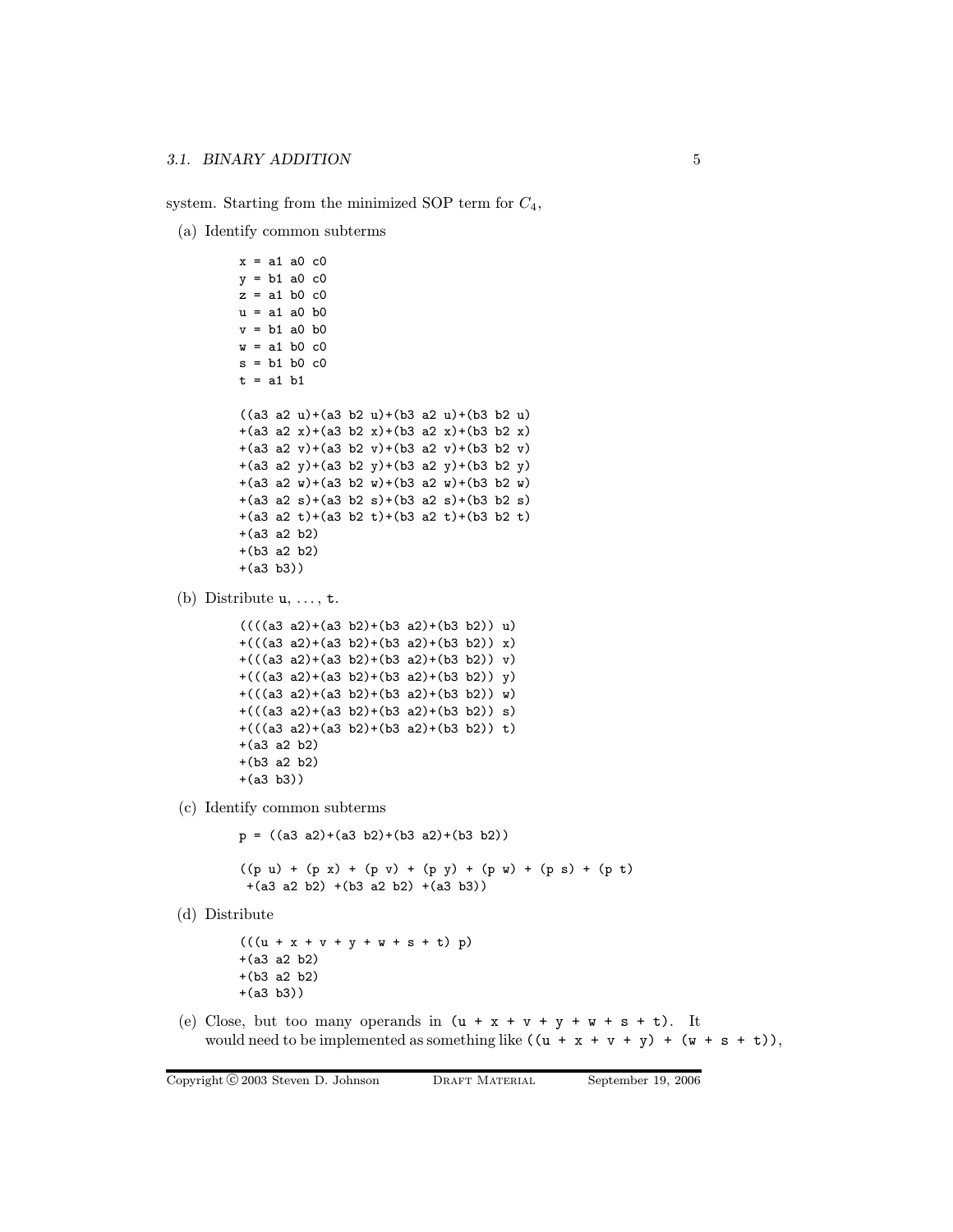system. Starting from the minimized SOP term for $C_4$,

(a) Identify common subterms

```
x = a1 a0 c0
y = b1 a0 c0
z = a1 b0 c0
u = a1 a0 b0
v = b1 a0 b0
w = a1 b0 c0
s = b1 b0 c0
t = a1 b1

((a3 a2 u)+(a3 b2 u)+(b3 a2 u)+(b3 b2 u)
+(a3 a2 x)+(a3 b2 x)+(b3 a2 x)+(b3 b2 x)
+(a3 a2 v)+(a3 b2 v)+(b3 a2 v)+(b3 b2 v)
+(a3 a2 y)+(a3 b2 y)+(b3 a2 y)+(b3 b2 y)
+(a3 a2 w)+(a3 b2 w)+(b3 a2 w)+(b3 b2 w)
+(a3 a2 s)+(a3 b2 s)+(b3 a2 s)+(b3 b2 s)
+(a3 a2 t)+(a3 b2 t)+(b3 a2 t)+(b3 b2 t)
+(a3 a2 b2)
+(b3 a2 b2)
+(a3 b3))
```

(b) Distribute `u`, ..., `t`.

```
((((a3 a2)+(a3 b2)+(b3 a2)+(b3 b2)) u)
+(((a3 a2)+(a3 b2)+(b3 a2)+(b3 b2)) x)
+(((a3 a2)+(a3 b2)+(b3 a2)+(b3 b2)) v)
+(((a3 a2)+(a3 b2)+(b3 a2)+(b3 b2)) y)
+(((a3 a2)+(a3 b2)+(b3 a2)+(b3 b2)) w)
+(((a3 a2)+(a3 b2)+(b3 a2)+(b3 b2)) s)
+(((a3 a2)+(a3 b2)+(b3 a2)+(b3 b2)) t)
+(a3 a2 b2)
+(b3 a2 b2)
+(a3 b3))
```

(c) Identify common subterms

```
p = ((a3 a2)+(a3 b2)+(b3 a2)+(b3 b2))

((p u) + (p x) + (p v) + (p y) + (p w) + (p s) + (p t)
 +(a3 a2 b2) +(b3 a2 b2) +(a3 b3))
```

(d) Distribute

```
(((u + x + v + y + w + s + t) p)
+(a3 a2 b2)
+(b3 a2 b2)
+(a3 b3))
```

(e) Close, but too many operands in `(u + x + v + y + w + s + t)`. It would need to be implemented as something like `((u + x + v + y) + (w + s + t))`,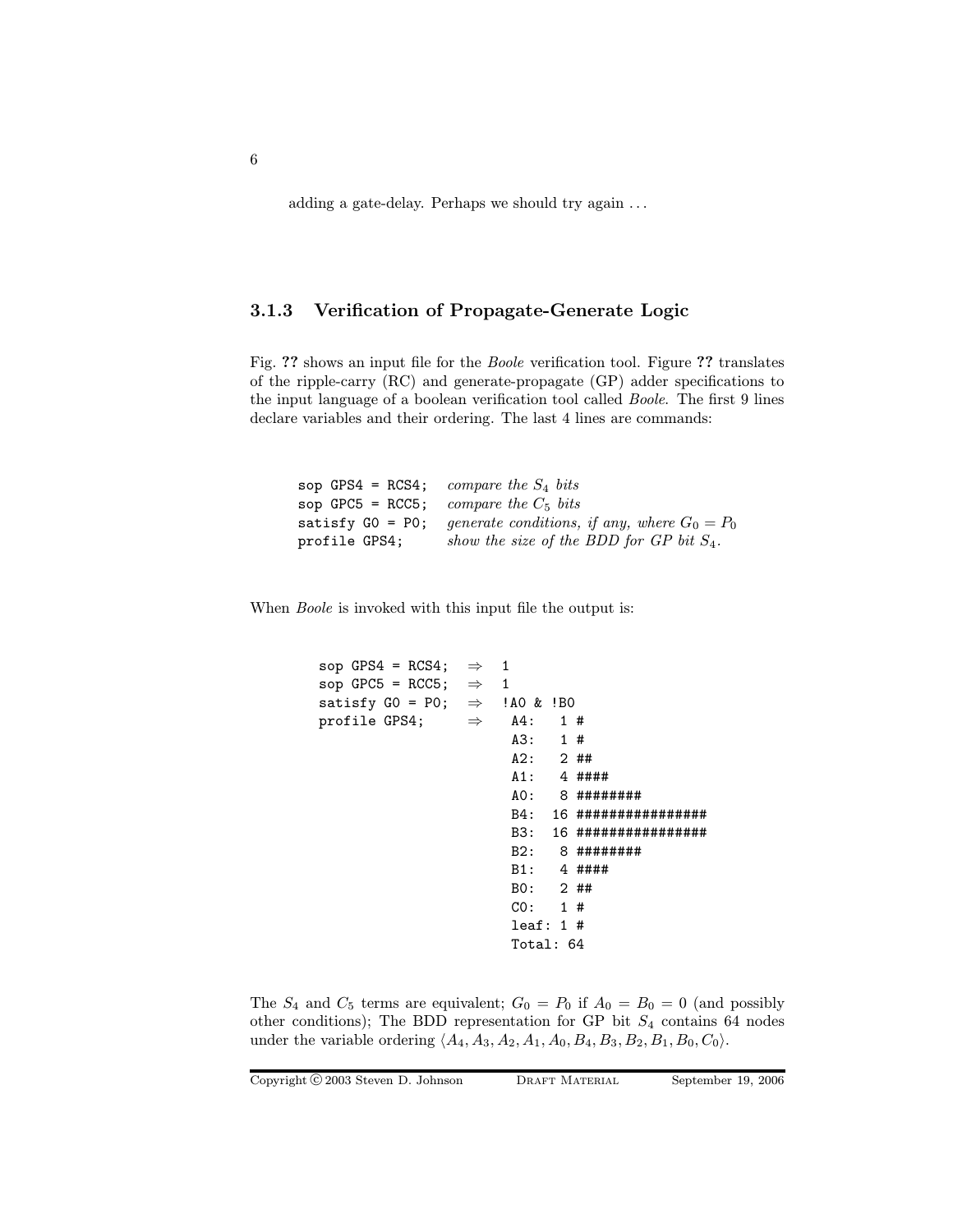adding a gate-delay. Perhaps we should try again ...

### 3.1.3 Verification of Propagate-Generate Logic

Fig. **??** shows an input file for the *Boole* verification tool. Figure **??** translates of the ripple-carry (RC) and generate-propagate (GP) adder specifications to the input language of a boolean verification tool called *Boole*. The first 9 lines declare variables and their ordering. The last 4 lines are commands:

| | |
|---|---|
| `sop GPS4 = RCS4;` | *compare the $S_4$ bits* |
| `sop GPC5 = RCC5;` | *compare the $C_5$ bits* |
| `satisfy G0 = P0;` | *generate conditions, if any, where $G_0 = P_0$* |
| `profile GPS4;` | *show the size of the BDD for GP bit $S_4$.* |

When *Boole* is invoked with this input file the output is:

```
sop GPS4 = RCS4;  ⇒  1
sop GPC5 = RCC5;  ⇒  1
satisfy G0 = P0;  ⇒  !A0 & !B0
profile GPS4;     ⇒   A4:   1 #
                      A3:   1 #
                      A2:   2 ##
                      A1:   4 ####
                      A0:   8 ########
                      B4:  16 ################
                      B3:  16 ################
                      B2:   8 ########
                      B1:   4 ####
                      B0:   2 ##
                      C0:   1 #
                      leaf: 1 #
                      Total: 64
```

The $S_4$ and $C_5$ terms are equivalent; $G_0 = P_0$ if $A_0 = B_0 = 0$ (and possibly other conditions); The BDD representation for GP bit $S_4$ contains 64 nodes under the variable ordering $\langle A_4, A_3, A_2, A_1, A_0, B_4, B_3, B_2, B_1, B_0, C_0 \rangle$.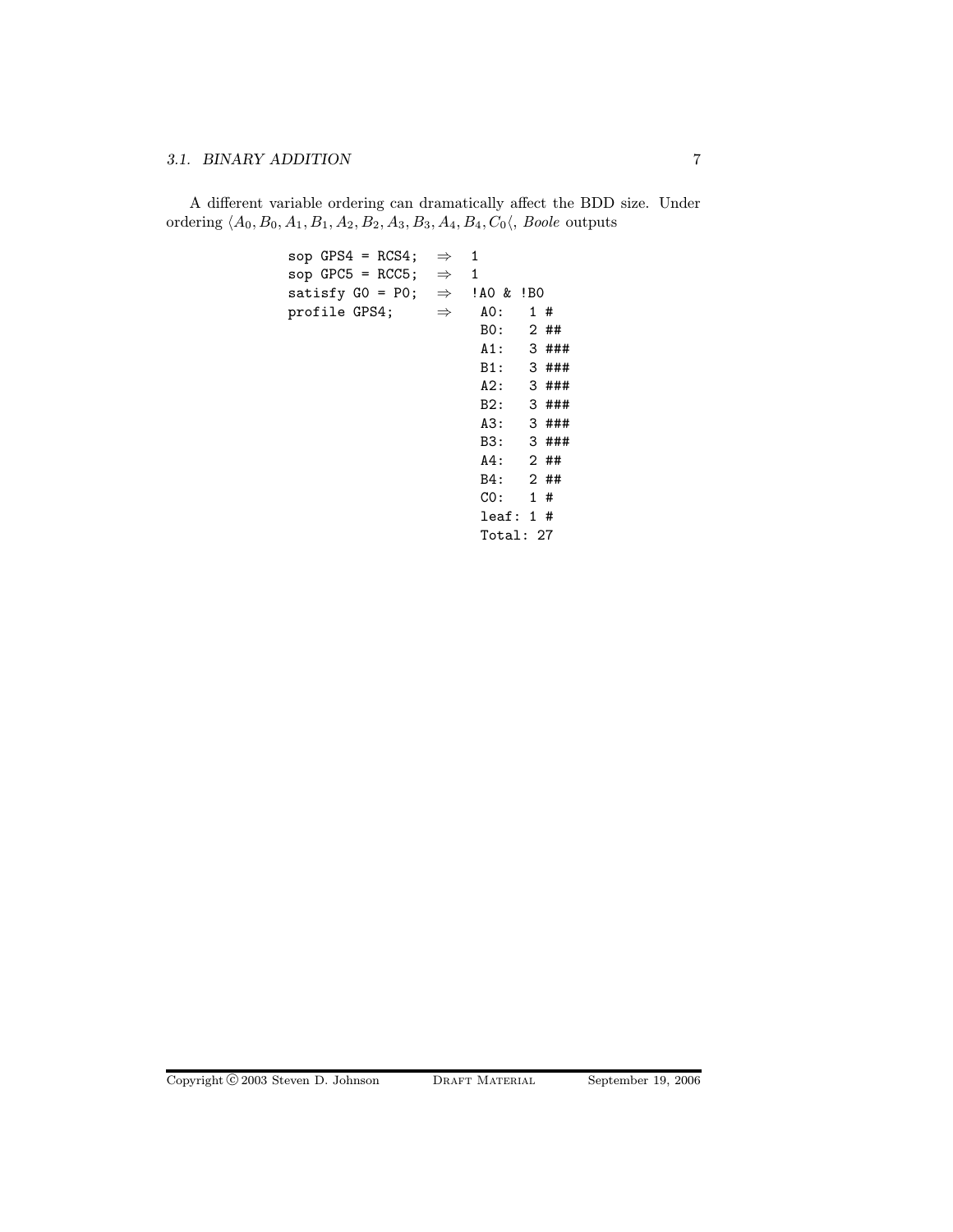A different variable ordering can dramatically affect the BDD size. Under ordering $\langle A_0, B_0, A_1, B_1, A_2, B_2, A_3, B_3, A_4, B_4, C_0 \langle$, *Boole* outputs

```
sop GPS4 = RCS4;   ⇒  1
sop GPC5 = RCC5;   ⇒  1
satisfy G0 = P0;   ⇒  !A0 & !B0
profile GPS4;      ⇒   A0:   1 #
                       B0:   2 ##
                       A1:   3 ###
                       B1:   3 ###
                       A2:   3 ###
                       B2:   3 ###
                       A3:   3 ###
                       B3:   3 ###
                       A4:   2 ##
                       B4:   2 ##
                       C0:   1 #
                       leaf: 1 #
                       Total: 27
```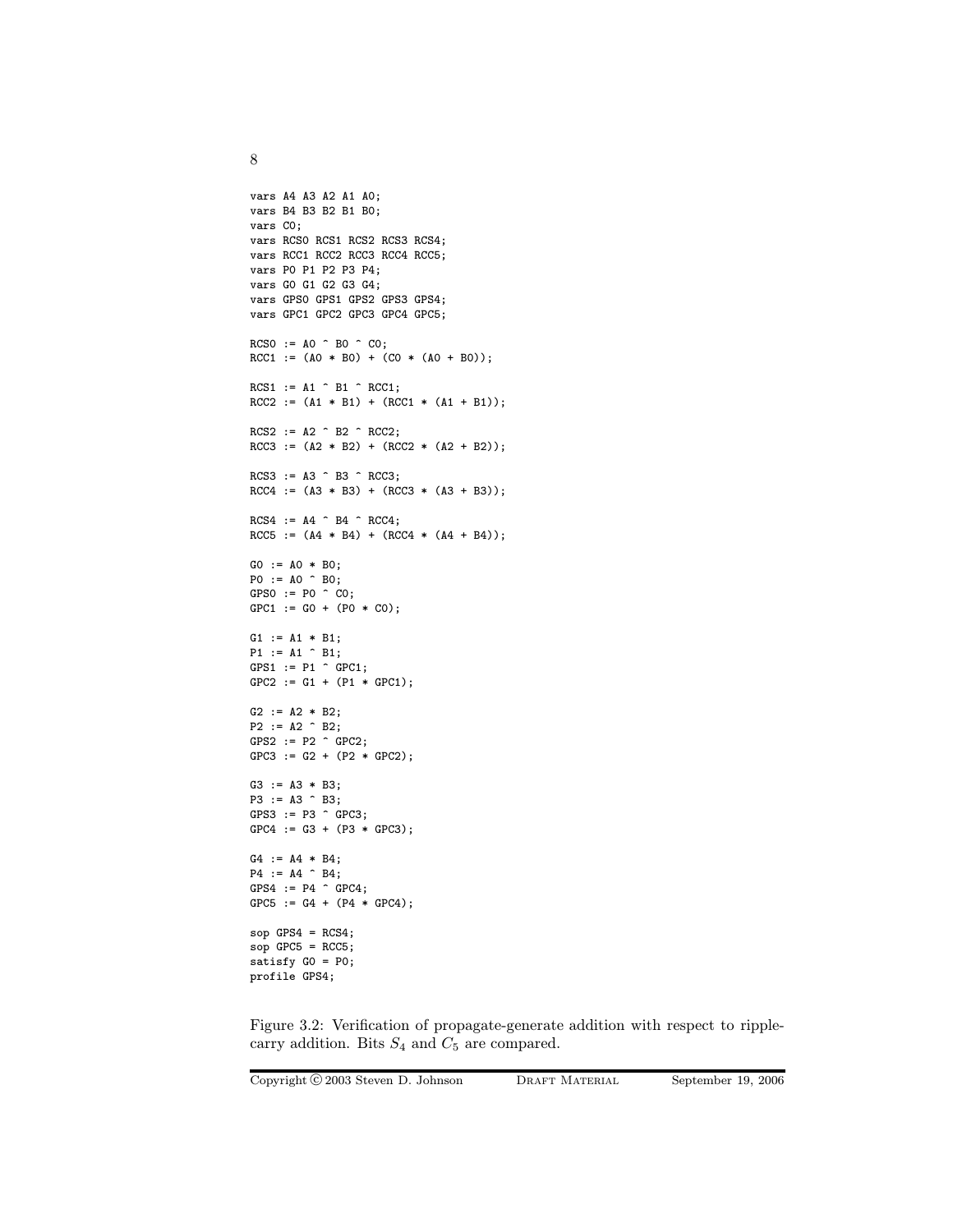```
vars A4 A3 A2 A1 A0;
vars B4 B3 B2 B1 B0;
vars C0;
vars RCS0 RCS1 RCS2 RCS3 RCS4;
vars RCC1 RCC2 RCC3 RCC4 RCC5;
vars P0 P1 P2 P3 P4;
vars G0 G1 G2 G3 G4;
vars GPS0 GPS1 GPS2 GPS3 GPS4;
vars GPC1 GPC2 GPC3 GPC4 GPC5;

RCS0 := A0 ^ B0 ^ C0;
RCC1 := (A0 * B0) + (C0 * (A0 + B0));

RCS1 := A1 ^ B1 ^ RCC1;
RCC2 := (A1 * B1) + (RCC1 * (A1 + B1));

RCS2 := A2 ^ B2 ^ RCC2;
RCC3 := (A2 * B2) + (RCC2 * (A2 + B2));

RCS3 := A3 ^ B3 ^ RCC3;
RCC4 := (A3 * B3) + (RCC3 * (A3 + B3));

RCS4 := A4 ^ B4 ^ RCC4;
RCC5 := (A4 * B4) + (RCC4 * (A4 + B4));

G0 := A0 * B0;
P0 := A0 ^ B0;
GPS0 := P0 ^ C0;
GPC1 := G0 + (P0 * C0);

G1 := A1 * B1;
P1 := A1 ^ B1;
GPS1 := P1 ^ GPC1;
GPC2 := G1 + (P1 * GPC1);

G2 := A2 * B2;
P2 := A2 ^ B2;
GPS2 := P2 ^ GPC2;
GPC3 := G2 + (P2 * GPC2);

G3 := A3 * B3;
P3 := A3 ^ B3;
GPS3 := P3 ^ GPC3;
GPC4 := G3 + (P3 * GPC3);

G4 := A4 * B4;
P4 := A4 ^ B4;
GPS4 := P4 ^ GPC4;
GPC5 := G4 + (P4 * GPC4);

sop GPS4 = RCS4;
sop GPC5 = RCC5;
satisfy G0 = P0;
profile GPS4;
```

Figure 3.2: Verification of propagate-generate addition with respect to ripple-carry addition. Bits $S_4$ and $C_5$ are compared.